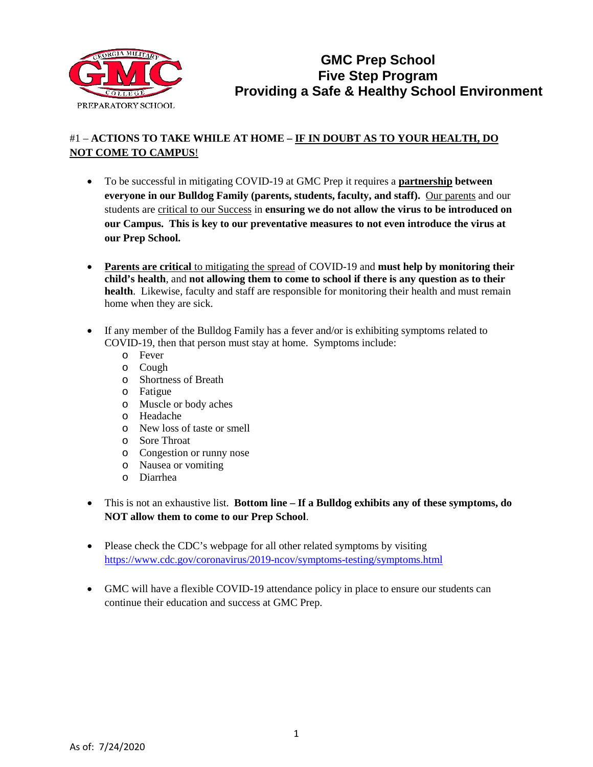# GMC Prep School
# Five Step Program
# Providing a Safe & Healthy School Environment

#1 – **ACTIONS TO TAKE WHILE AT HOME – IF IN DOUBT AS TO YOUR HEALTH, DO NOT COME TO CAMPUS**!

- To be successful in mitigating COVID-19 at GMC Prep it requires a **partnership between everyone in our Bulldog Family (parents, students, faculty, and staff).** Our parents and our students are critical to our Success in **ensuring we do not allow the virus to be introduced on our Campus. This is key to our preventative measures to not even introduce the virus at our Prep School.**

- **Parents are critical** to mitigating the spread of COVID-19 and **must help by monitoring their child's health**, and **not allowing them to come to school if there is any question as to their health**. Likewise, faculty and staff are responsible for monitoring their health and must remain home when they are sick.

- If any member of the Bulldog Family has a fever and/or is exhibiting symptoms related to COVID-19, then that person must stay at home. Symptoms include:
  - Fever
  - Cough
  - Shortness of Breath
  - Fatigue
  - Muscle or body aches
  - Headache
  - New loss of taste or smell
  - Sore Throat
  - Congestion or runny nose
  - Nausea or vomiting
  - Diarrhea

- This is not an exhaustive list. **Bottom line – If a Bulldog exhibits any of these symptoms, do NOT allow them to come to our Prep School**.

- Please check the CDC's webpage for all other related symptoms by visiting https://www.cdc.gov/coronavirus/2019-ncov/symptoms-testing/symptoms.html

- GMC will have a flexible COVID-19 attendance policy in place to ensure our students can continue their education and success at GMC Prep.

As of: 7/24/2020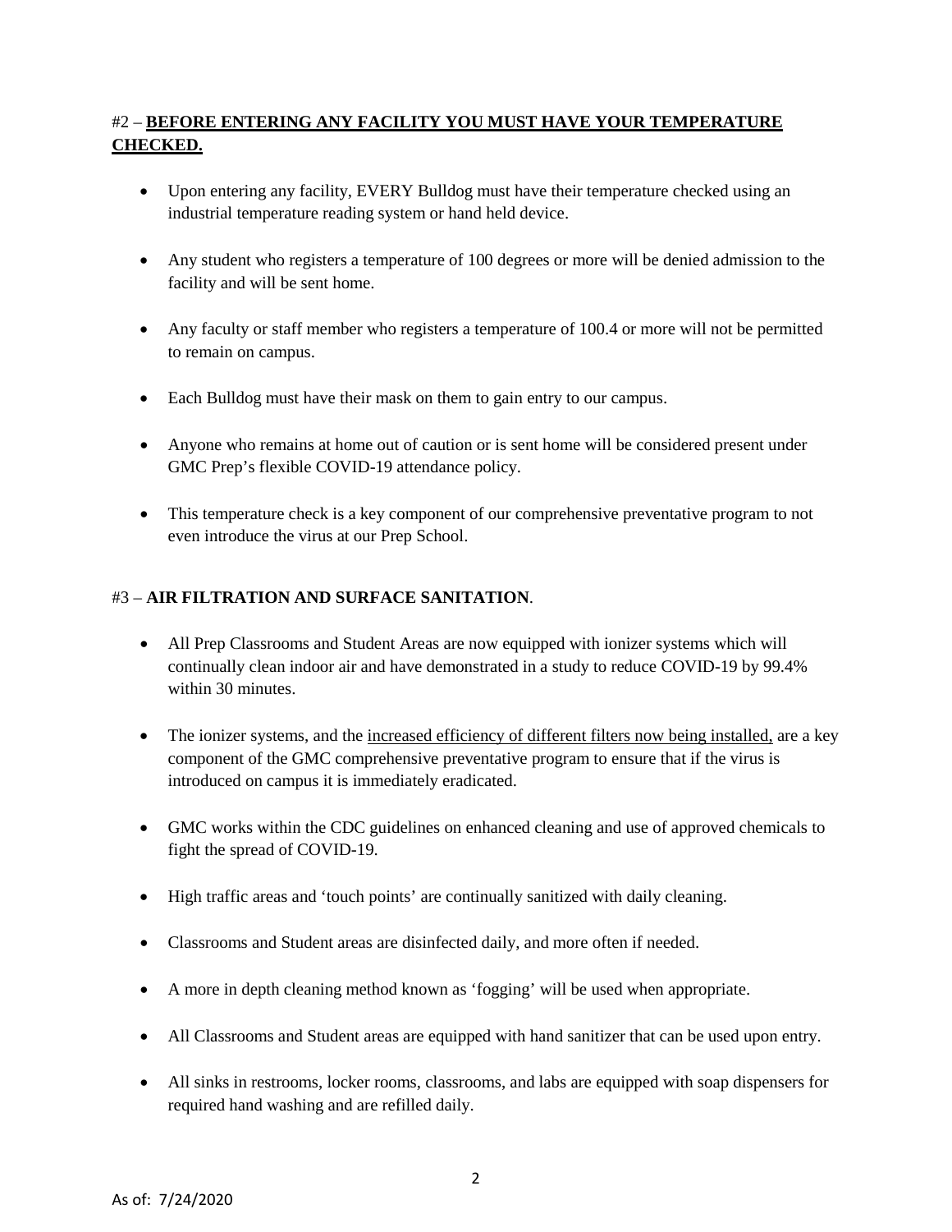#2 – **BEFORE ENTERING ANY FACILITY YOU MUST HAVE YOUR TEMPERATURE CHECKED.**

- Upon entering any facility, EVERY Bulldog must have their temperature checked using an industrial temperature reading system or hand held device.
- Any student who registers a temperature of 100 degrees or more will be denied admission to the facility and will be sent home.
- Any faculty or staff member who registers a temperature of 100.4 or more will not be permitted to remain on campus.
- Each Bulldog must have their mask on them to gain entry to our campus.
- Anyone who remains at home out of caution or is sent home will be considered present under GMC Prep's flexible COVID-19 attendance policy.
- This temperature check is a key component of our comprehensive preventative program to not even introduce the virus at our Prep School.

#3 – **AIR FILTRATION AND SURFACE SANITATION**.

- All Prep Classrooms and Student Areas are now equipped with ionizer systems which will continually clean indoor air and have demonstrated in a study to reduce COVID-19 by 99.4% within 30 minutes.
- The ionizer systems, and the increased efficiency of different filters now being installed, are a key component of the GMC comprehensive preventative program to ensure that if the virus is introduced on campus it is immediately eradicated.
- GMC works within the CDC guidelines on enhanced cleaning and use of approved chemicals to fight the spread of COVID-19.
- High traffic areas and 'touch points' are continually sanitized with daily cleaning.
- Classrooms and Student areas are disinfected daily, and more often if needed.
- A more in depth cleaning method known as 'fogging' will be used when appropriate.
- All Classrooms and Student areas are equipped with hand sanitizer that can be used upon entry.
- All sinks in restrooms, locker rooms, classrooms, and labs are equipped with soap dispensers for required hand washing and are refilled daily.

As of: 7/24/2020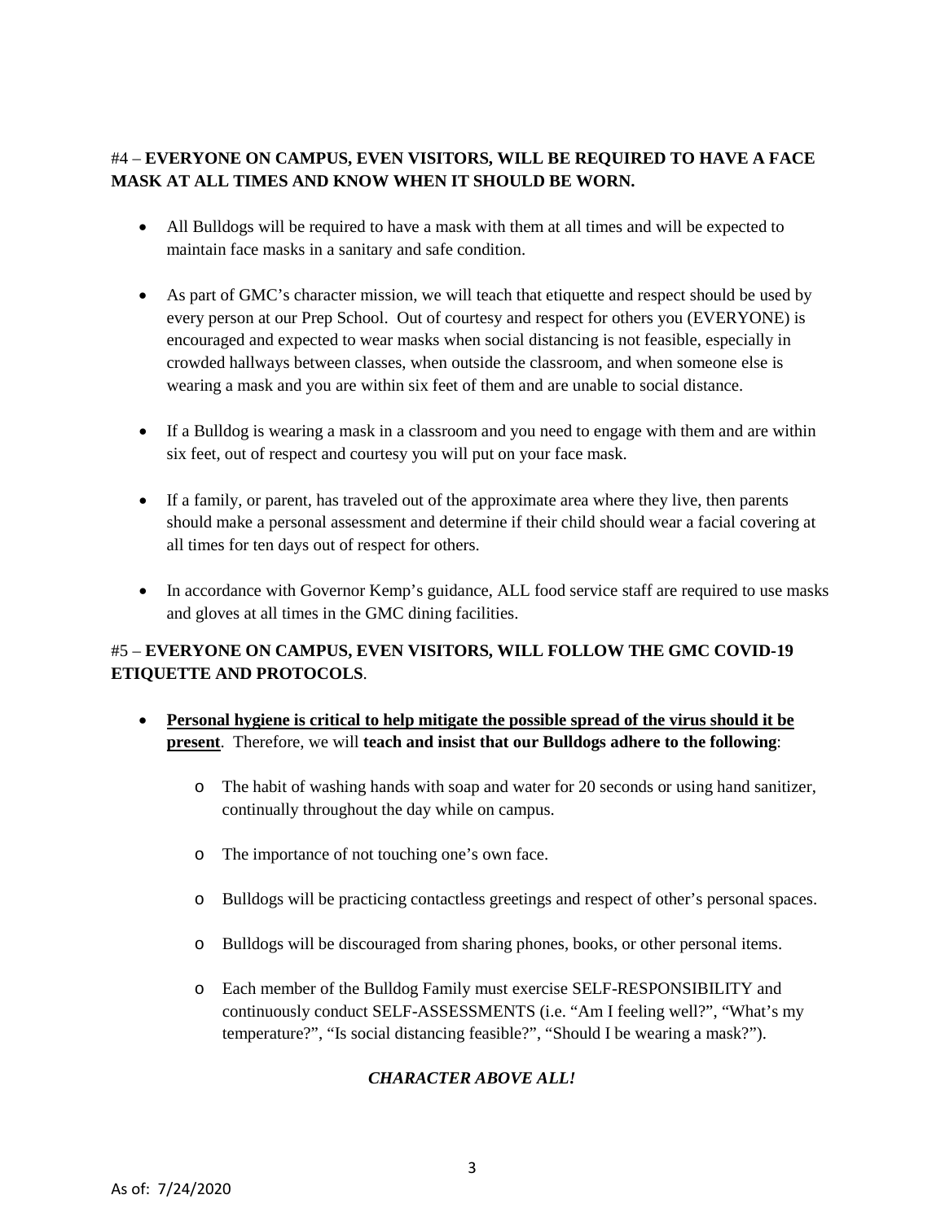#4 – **EVERYONE ON CAMPUS, EVEN VISITORS, WILL BE REQUIRED TO HAVE A FACE MASK AT ALL TIMES AND KNOW WHEN IT SHOULD BE WORN.**

- All Bulldogs will be required to have a mask with them at all times and will be expected to maintain face masks in a sanitary and safe condition.
- As part of GMC's character mission, we will teach that etiquette and respect should be used by every person at our Prep School. Out of courtesy and respect for others you (EVERYONE) is encouraged and expected to wear masks when social distancing is not feasible, especially in crowded hallways between classes, when outside the classroom, and when someone else is wearing a mask and you are within six feet of them and are unable to social distance.
- If a Bulldog is wearing a mask in a classroom and you need to engage with them and are within six feet, out of respect and courtesy you will put on your face mask.
- If a family, or parent, has traveled out of the approximate area where they live, then parents should make a personal assessment and determine if their child should wear a facial covering at all times for ten days out of respect for others.
- In accordance with Governor Kemp's guidance, ALL food service staff are required to use masks and gloves at all times in the GMC dining facilities.

#5 – **EVERYONE ON CAMPUS, EVEN VISITORS, WILL FOLLOW THE GMC COVID-19 ETIQUETTE AND PROTOCOLS**.

- **<u>Personal hygiene is critical to help mitigate the possible spread of the virus should it be present</u>**. Therefore, we will **teach and insist that our Bulldogs adhere to the following**:
  - The habit of washing hands with soap and water for 20 seconds or using hand sanitizer, continually throughout the day while on campus.
  - The importance of not touching one's own face.
  - Bulldogs will be practicing contactless greetings and respect of other's personal spaces.
  - Bulldogs will be discouraged from sharing phones, books, or other personal items.
  - Each member of the Bulldog Family must exercise SELF-RESPONSIBILITY and continuously conduct SELF-ASSESSMENTS (i.e. "Am I feeling well?", "What's my temperature?", "Is social distancing feasible?", "Should I be wearing a mask?").

***CHARACTER ABOVE ALL!***

As of: 7/24/2020